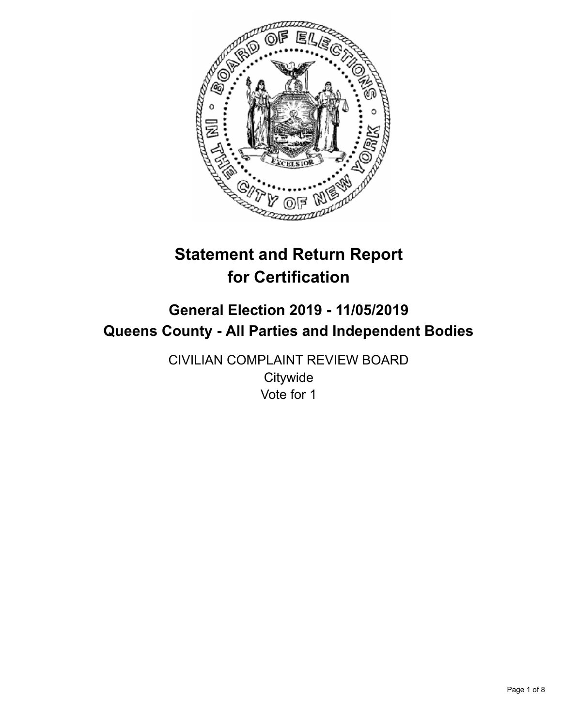# Statement and Return Report for Certification

## General Election 2019 - 11/05/2019
## Queens County - All Parties and Independent Bodies

CIVILIAN COMPLAINT REVIEW BOARD
Citywide
Vote for 1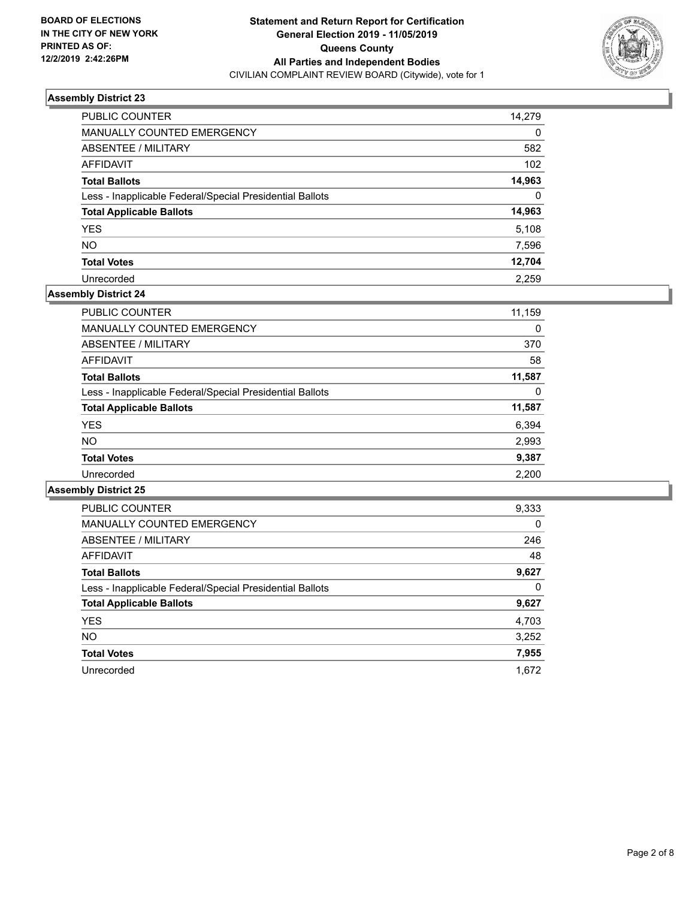**BOARD OF ELECTIONS IN THE CITY OF NEW YORK PRINTED AS OF: 12/2/2019 2:42:26PM**

**Statement and Return Report for Certification General Election 2019 - 11/05/2019 Queens County All Parties and Independent Bodies**
CIVILIAN COMPLAINT REVIEW BOARD (Citywide), vote for 1

### Assembly District 23

| | |
|---|---|
| PUBLIC COUNTER | 14,279 |
| MANUALLY COUNTED EMERGENCY | 0 |
| ABSENTEE / MILITARY | 582 |
| AFFIDAVIT | 102 |
| **Total Ballots** | **14,963** |
| Less - Inapplicable Federal/Special Presidential Ballots | 0 |
| **Total Applicable Ballots** | **14,963** |
| YES | 5,108 |
| NO | 7,596 |
| **Total Votes** | **12,704** |
| Unrecorded | 2,259 |

### Assembly District 24

| | |
|---|---|
| PUBLIC COUNTER | 11,159 |
| MANUALLY COUNTED EMERGENCY | 0 |
| ABSENTEE / MILITARY | 370 |
| AFFIDAVIT | 58 |
| **Total Ballots** | **11,587** |
| Less - Inapplicable Federal/Special Presidential Ballots | 0 |
| **Total Applicable Ballots** | **11,587** |
| YES | 6,394 |
| NO | 2,993 |
| **Total Votes** | **9,387** |
| Unrecorded | 2,200 |

### Assembly District 25

| | |
|---|---|
| PUBLIC COUNTER | 9,333 |
| MANUALLY COUNTED EMERGENCY | 0 |
| ABSENTEE / MILITARY | 246 |
| AFFIDAVIT | 48 |
| **Total Ballots** | **9,627** |
| Less - Inapplicable Federal/Special Presidential Ballots | 0 |
| **Total Applicable Ballots** | **9,627** |
| YES | 4,703 |
| NO | 3,252 |
| **Total Votes** | **7,955** |
| Unrecorded | 1,672 |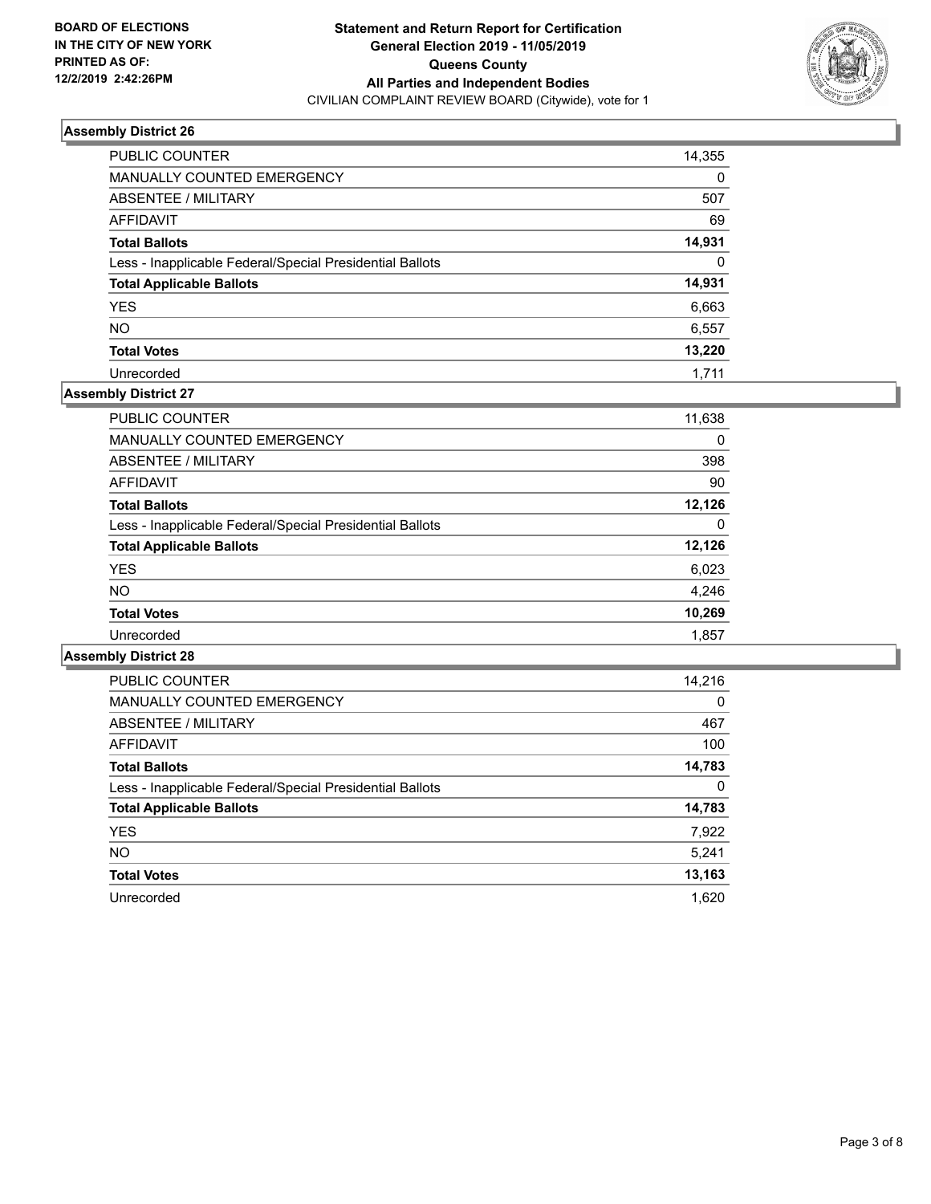**BOARD OF ELECTIONS IN THE CITY OF NEW YORK PRINTED AS OF: 12/2/2019 2:42:26PM**

**Statement and Return Report for Certification**
**General Election 2019 - 11/05/2019**
**Queens County**
**All Parties and Independent Bodies**
CIVILIAN COMPLAINT REVIEW BOARD (Citywide), vote for 1

### Assembly District 26

| | |
|---|---|
| PUBLIC COUNTER | 14,355 |
| MANUALLY COUNTED EMERGENCY | 0 |
| ABSENTEE / MILITARY | 507 |
| AFFIDAVIT | 69 |
| **Total Ballots** | **14,931** |
| Less - Inapplicable Federal/Special Presidential Ballots | 0 |
| **Total Applicable Ballots** | **14,931** |
| YES | 6,663 |
| NO | 6,557 |
| **Total Votes** | **13,220** |
| Unrecorded | 1,711 |

### Assembly District 27

| | |
|---|---|
| PUBLIC COUNTER | 11,638 |
| MANUALLY COUNTED EMERGENCY | 0 |
| ABSENTEE / MILITARY | 398 |
| AFFIDAVIT | 90 |
| **Total Ballots** | **12,126** |
| Less - Inapplicable Federal/Special Presidential Ballots | 0 |
| **Total Applicable Ballots** | **12,126** |
| YES | 6,023 |
| NO | 4,246 |
| **Total Votes** | **10,269** |
| Unrecorded | 1,857 |

### Assembly District 28

| | |
|---|---|
| PUBLIC COUNTER | 14,216 |
| MANUALLY COUNTED EMERGENCY | 0 |
| ABSENTEE / MILITARY | 467 |
| AFFIDAVIT | 100 |
| **Total Ballots** | **14,783** |
| Less - Inapplicable Federal/Special Presidential Ballots | 0 |
| **Total Applicable Ballots** | **14,783** |
| YES | 7,922 |
| NO | 5,241 |
| **Total Votes** | **13,163** |
| Unrecorded | 1,620 |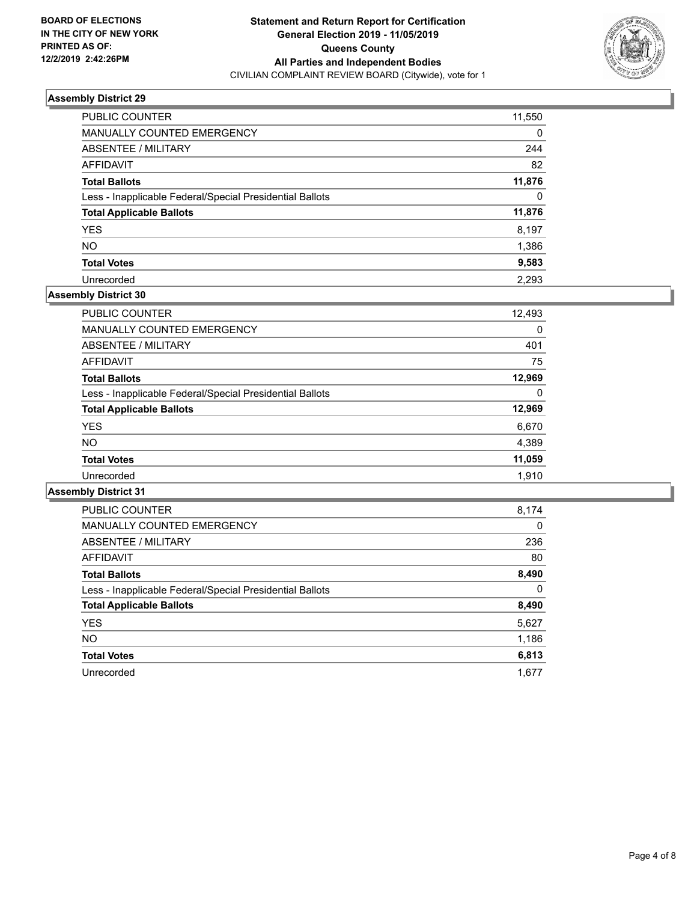BOARD OF ELECTIONS
IN THE CITY OF NEW YORK
PRINTED AS OF:
12/2/2019 2:42:26PM

**Statement and Return Report for Certification**
**General Election 2019 - 11/05/2019**
**Queens County**
**All Parties and Independent Bodies**
CIVILIAN COMPLAINT REVIEW BOARD (Citywide), vote for 1

### Assembly District 29

| | |
|---|---|
| PUBLIC COUNTER | 11,550 |
| MANUALLY COUNTED EMERGENCY | 0 |
| ABSENTEE / MILITARY | 244 |
| AFFIDAVIT | 82 |
| **Total Ballots** | **11,876** |
| Less - Inapplicable Federal/Special Presidential Ballots | 0 |
| **Total Applicable Ballots** | **11,876** |
| YES | 8,197 |
| NO | 1,386 |
| **Total Votes** | **9,583** |
| Unrecorded | 2,293 |

### Assembly District 30

| | |
|---|---|
| PUBLIC COUNTER | 12,493 |
| MANUALLY COUNTED EMERGENCY | 0 |
| ABSENTEE / MILITARY | 401 |
| AFFIDAVIT | 75 |
| **Total Ballots** | **12,969** |
| Less - Inapplicable Federal/Special Presidential Ballots | 0 |
| **Total Applicable Ballots** | **12,969** |
| YES | 6,670 |
| NO | 4,389 |
| **Total Votes** | **11,059** |
| Unrecorded | 1,910 |

### Assembly District 31

| | |
|---|---|
| PUBLIC COUNTER | 8,174 |
| MANUALLY COUNTED EMERGENCY | 0 |
| ABSENTEE / MILITARY | 236 |
| AFFIDAVIT | 80 |
| **Total Ballots** | **8,490** |
| Less - Inapplicable Federal/Special Presidential Ballots | 0 |
| **Total Applicable Ballots** | **8,490** |
| YES | 5,627 |
| NO | 1,186 |
| **Total Votes** | **6,813** |
| Unrecorded | 1,677 |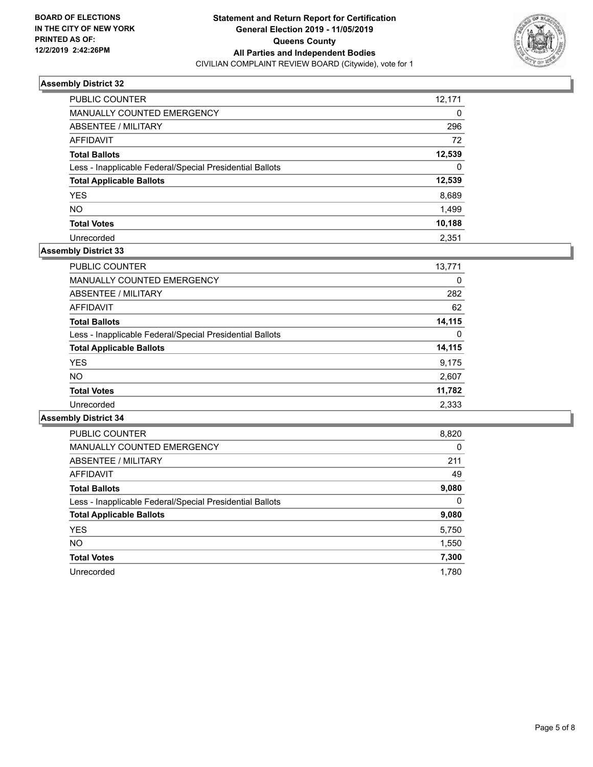**BOARD OF ELECTIONS IN THE CITY OF NEW YORK PRINTED AS OF: 12/2/2019 2:42:26PM**

**Statement and Return Report for Certification General Election 2019 - 11/05/2019 Queens County All Parties and Independent Bodies**
CIVILIAN COMPLAINT REVIEW BOARD (Citywide), vote for 1

### Assembly District 32

| | |
|---|---|
| PUBLIC COUNTER | 12,171 |
| MANUALLY COUNTED EMERGENCY | 0 |
| ABSENTEE / MILITARY | 296 |
| AFFIDAVIT | 72 |
| **Total Ballots** | **12,539** |
| Less - Inapplicable Federal/Special Presidential Ballots | 0 |
| **Total Applicable Ballots** | **12,539** |
| YES | 8,689 |
| NO | 1,499 |
| **Total Votes** | **10,188** |
| Unrecorded | 2,351 |

### Assembly District 33

| | |
|---|---|
| PUBLIC COUNTER | 13,771 |
| MANUALLY COUNTED EMERGENCY | 0 |
| ABSENTEE / MILITARY | 282 |
| AFFIDAVIT | 62 |
| **Total Ballots** | **14,115** |
| Less - Inapplicable Federal/Special Presidential Ballots | 0 |
| **Total Applicable Ballots** | **14,115** |
| YES | 9,175 |
| NO | 2,607 |
| **Total Votes** | **11,782** |
| Unrecorded | 2,333 |

### Assembly District 34

| | |
|---|---|
| PUBLIC COUNTER | 8,820 |
| MANUALLY COUNTED EMERGENCY | 0 |
| ABSENTEE / MILITARY | 211 |
| AFFIDAVIT | 49 |
| **Total Ballots** | **9,080** |
| Less - Inapplicable Federal/Special Presidential Ballots | 0 |
| **Total Applicable Ballots** | **9,080** |
| YES | 5,750 |
| NO | 1,550 |
| **Total Votes** | **7,300** |
| Unrecorded | 1,780 |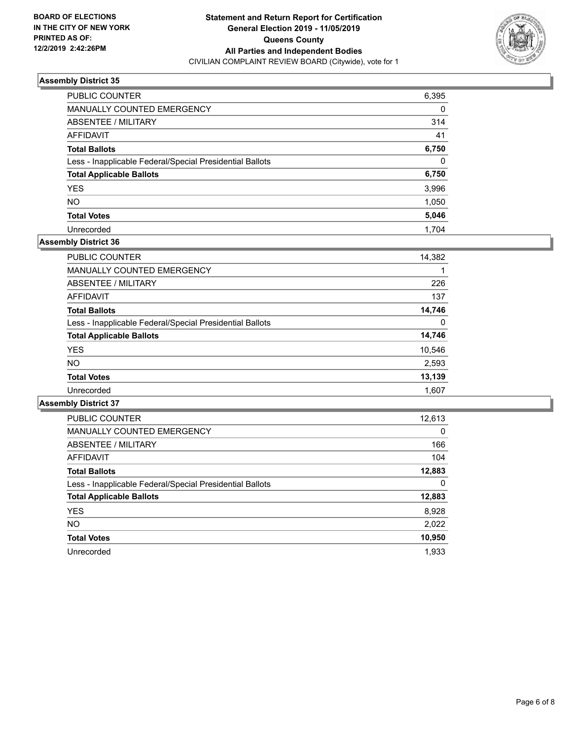**BOARD OF ELECTIONS IN THE CITY OF NEW YORK PRINTED AS OF: 12/2/2019 2:42:26PM**

**Statement and Return Report for Certification General Election 2019 - 11/05/2019 Queens County All Parties and Independent Bodies**
CIVILIAN COMPLAINT REVIEW BOARD (Citywide), vote for 1

### Assembly District 35

| | |
|---|---|
| PUBLIC COUNTER | 6,395 |
| MANUALLY COUNTED EMERGENCY | 0 |
| ABSENTEE / MILITARY | 314 |
| AFFIDAVIT | 41 |
| **Total Ballots** | **6,750** |
| Less - Inapplicable Federal/Special Presidential Ballots | 0 |
| **Total Applicable Ballots** | **6,750** |
| YES | 3,996 |
| NO | 1,050 |
| **Total Votes** | **5,046** |
| Unrecorded | 1,704 |

### Assembly District 36

| | |
|---|---|
| PUBLIC COUNTER | 14,382 |
| MANUALLY COUNTED EMERGENCY | 1 |
| ABSENTEE / MILITARY | 226 |
| AFFIDAVIT | 137 |
| **Total Ballots** | **14,746** |
| Less - Inapplicable Federal/Special Presidential Ballots | 0 |
| **Total Applicable Ballots** | **14,746** |
| YES | 10,546 |
| NO | 2,593 |
| **Total Votes** | **13,139** |
| Unrecorded | 1,607 |

### Assembly District 37

| | |
|---|---|
| PUBLIC COUNTER | 12,613 |
| MANUALLY COUNTED EMERGENCY | 0 |
| ABSENTEE / MILITARY | 166 |
| AFFIDAVIT | 104 |
| **Total Ballots** | **12,883** |
| Less - Inapplicable Federal/Special Presidential Ballots | 0 |
| **Total Applicable Ballots** | **12,883** |
| YES | 8,928 |
| NO | 2,022 |
| **Total Votes** | **10,950** |
| Unrecorded | 1,933 |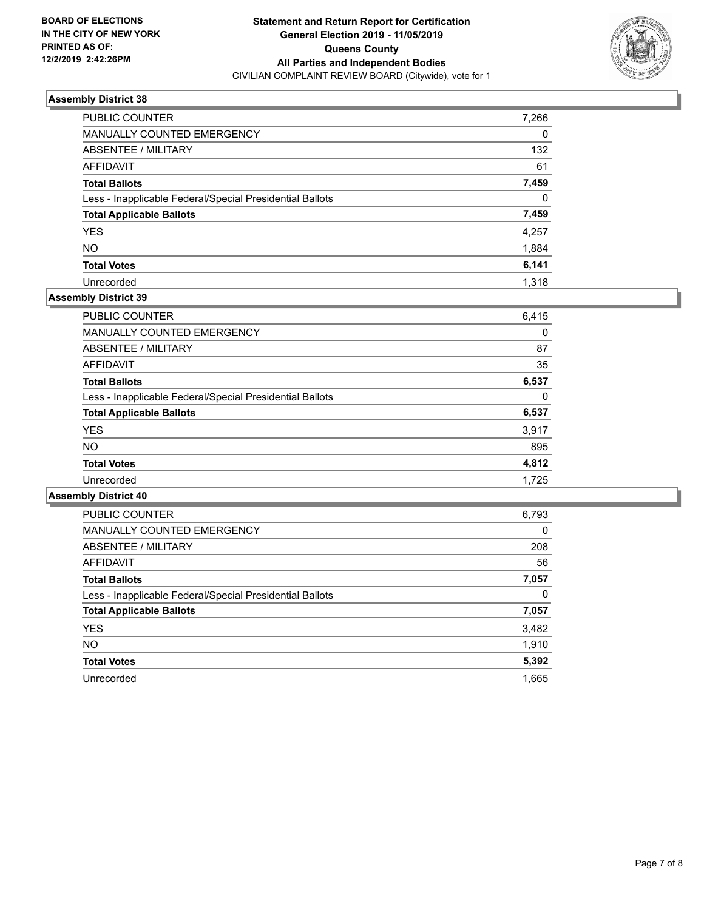**BOARD OF ELECTIONS IN THE CITY OF NEW YORK PRINTED AS OF: 12/2/2019 2:42:26PM**

**Statement and Return Report for Certification General Election 2019 - 11/05/2019 Queens County All Parties and Independent Bodies**
CIVILIAN COMPLAINT REVIEW BOARD (Citywide), vote for 1

### Assembly District 38

| | |
|---|---|
| PUBLIC COUNTER | 7,266 |
| MANUALLY COUNTED EMERGENCY | 0 |
| ABSENTEE / MILITARY | 132 |
| AFFIDAVIT | 61 |
| **Total Ballots** | **7,459** |
| Less - Inapplicable Federal/Special Presidential Ballots | 0 |
| **Total Applicable Ballots** | **7,459** |
| YES | 4,257 |
| NO | 1,884 |
| **Total Votes** | **6,141** |
| Unrecorded | 1,318 |

### Assembly District 39

| | |
|---|---|
| PUBLIC COUNTER | 6,415 |
| MANUALLY COUNTED EMERGENCY | 0 |
| ABSENTEE / MILITARY | 87 |
| AFFIDAVIT | 35 |
| **Total Ballots** | **6,537** |
| Less - Inapplicable Federal/Special Presidential Ballots | 0 |
| **Total Applicable Ballots** | **6,537** |
| YES | 3,917 |
| NO | 895 |
| **Total Votes** | **4,812** |
| Unrecorded | 1,725 |

### Assembly District 40

| | |
|---|---|
| PUBLIC COUNTER | 6,793 |
| MANUALLY COUNTED EMERGENCY | 0 |
| ABSENTEE / MILITARY | 208 |
| AFFIDAVIT | 56 |
| **Total Ballots** | **7,057** |
| Less - Inapplicable Federal/Special Presidential Ballots | 0 |
| **Total Applicable Ballots** | **7,057** |
| YES | 3,482 |
| NO | 1,910 |
| **Total Votes** | **5,392** |
| Unrecorded | 1,665 |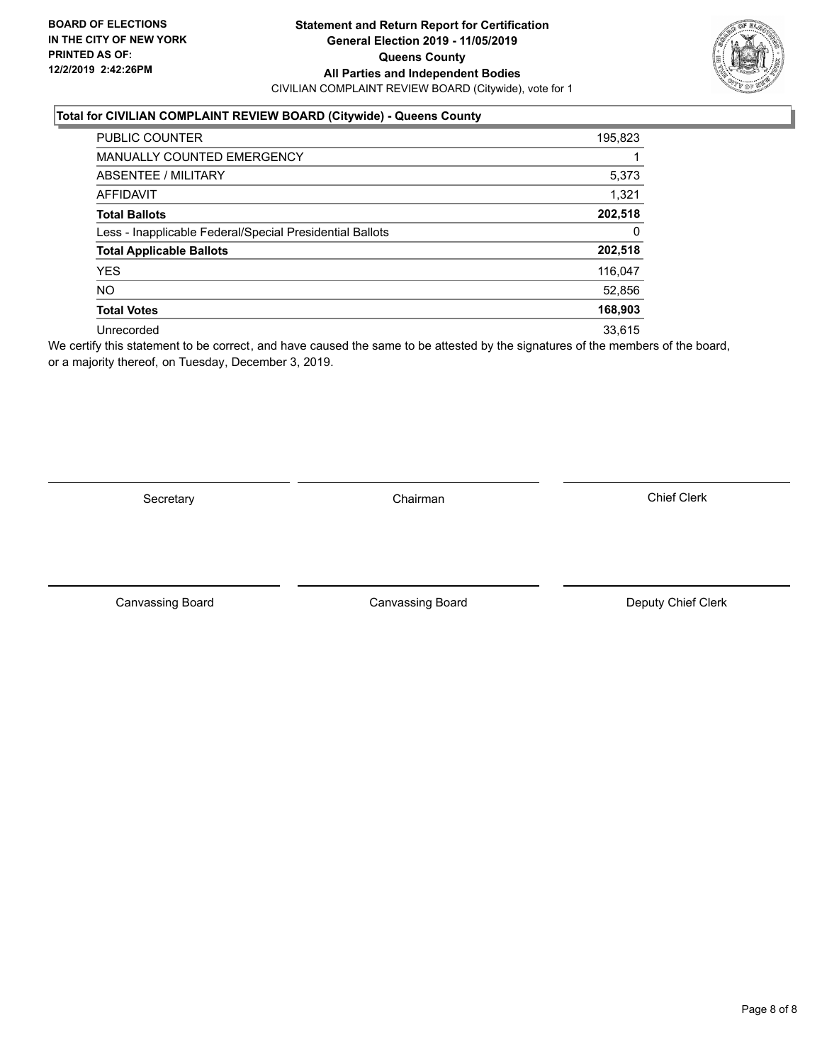**BOARD OF ELECTIONS IN THE CITY OF NEW YORK PRINTED AS OF: 12/2/2019 2:42:26PM**

**Statement and Return Report for Certification**
**General Election 2019 - 11/05/2019**
**Queens County**
**All Parties and Independent Bodies**
CIVILIAN COMPLAINT REVIEW BOARD (Citywide), vote for 1

## Total for CIVILIAN COMPLAINT REVIEW BOARD (Citywide) - Queens County

| | |
|---|---|
| PUBLIC COUNTER | 195,823 |
| MANUALLY COUNTED EMERGENCY | 1 |
| ABSENTEE / MILITARY | 5,373 |
| AFFIDAVIT | 1,321 |
| **Total Ballots** | **202,518** |
| Less - Inapplicable Federal/Special Presidential Ballots | 0 |
| **Total Applicable Ballots** | **202,518** |
| YES | 116,047 |
| NO | 52,856 |
| **Total Votes** | **168,903** |
| Unrecorded | 33,615 |

We certify this statement to be correct, and have caused the same to be attested by the signatures of the members of the board, or a majority thereof, on Tuesday, December 3, 2019.

Secretary

Chairman

Chief Clerk

Canvassing Board

Canvassing Board

Deputy Chief Clerk